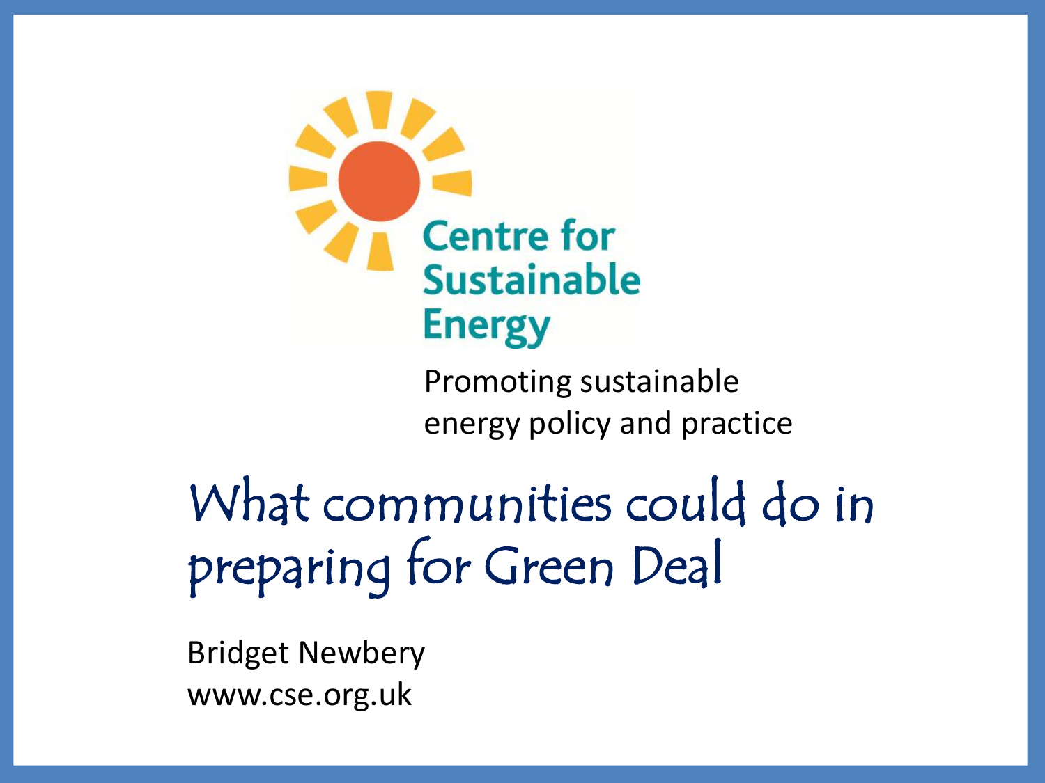Centre for Sustainable Energy

Promoting sustainable energy policy and practice

# What communities could do in preparing for Green Deal

Bridget Newbery

www.cse.org.uk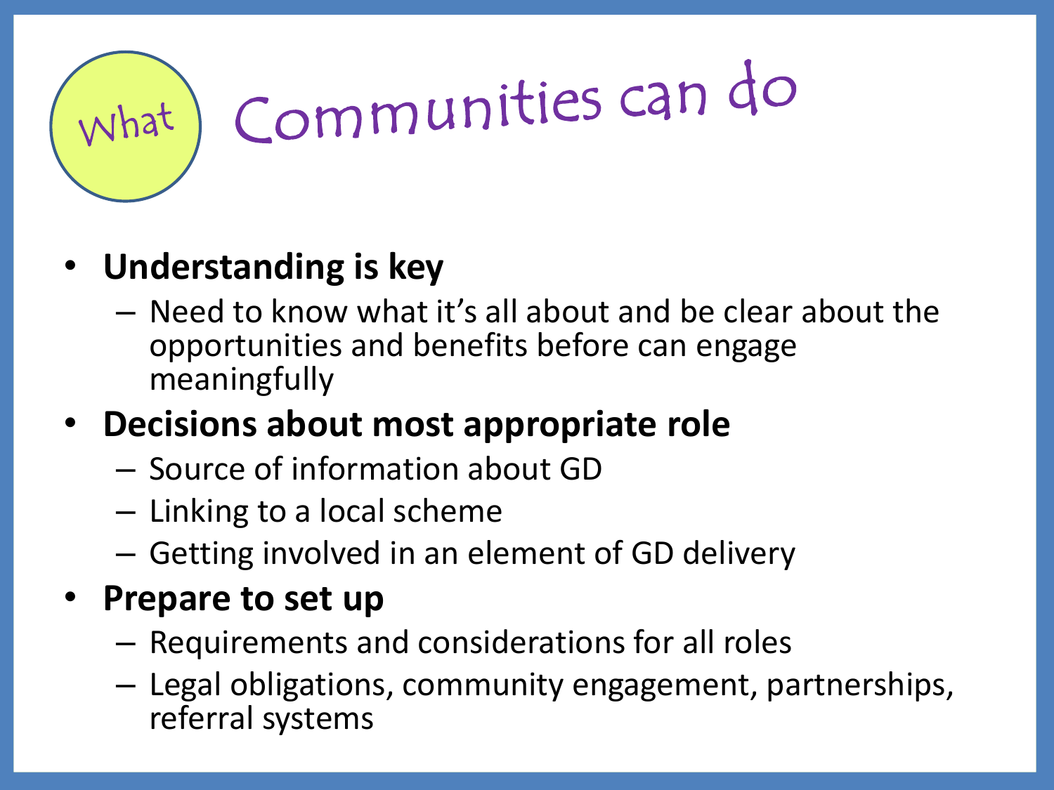# What Communities can do

- **Understanding is key**
  - Need to know what it's all about and be clear about the opportunities and benefits before can engage meaningfully
- **Decisions about most appropriate role**
  - Source of information about GD
  - Linking to a local scheme
  - Getting involved in an element of GD delivery
- **Prepare to set up**
  - Requirements and considerations for all roles
  - Legal obligations, community engagement, partnerships, referral systems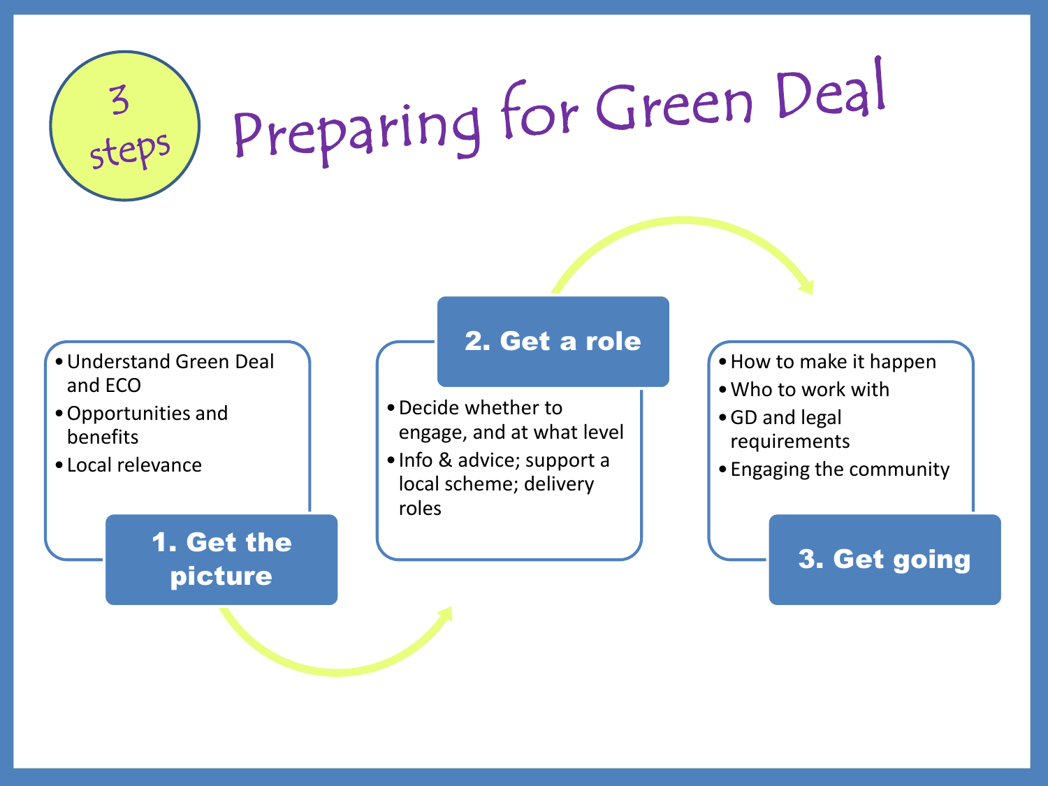# 3 steps: Preparing for Green Deal

## 1. Get the picture

- Understand Green Deal and ECO
- Opportunities and benefits
- Local relevance

## 2. Get a role

- Decide whether to engage, and at what level
- Info & advice; support a local scheme; delivery roles

## 3. Get going

- How to make it happen
- Who to work with
- GD and legal requirements
- Engaging the community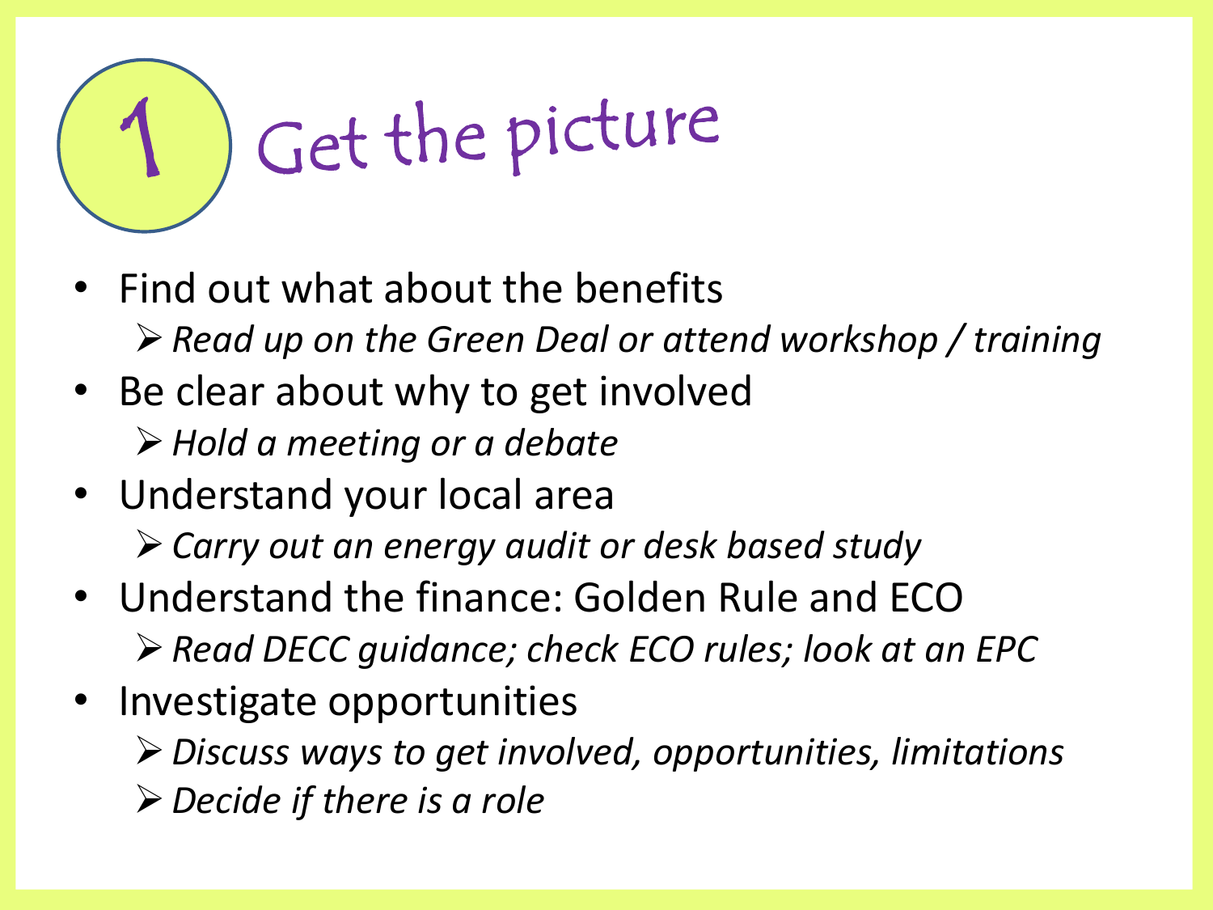# 1 Get the picture

- Find out what about the benefits
  - *Read up on the Green Deal or attend workshop / training*
- Be clear about why to get involved
  - *Hold a meeting or a debate*
- Understand your local area
  - *Carry out an energy audit or desk based study*
- Understand the finance: Golden Rule and ECO
  - *Read DECC guidance; check ECO rules; look at an EPC*
- Investigate opportunities
  - *Discuss ways to get involved, opportunities, limitations*
  - *Decide if there is a role*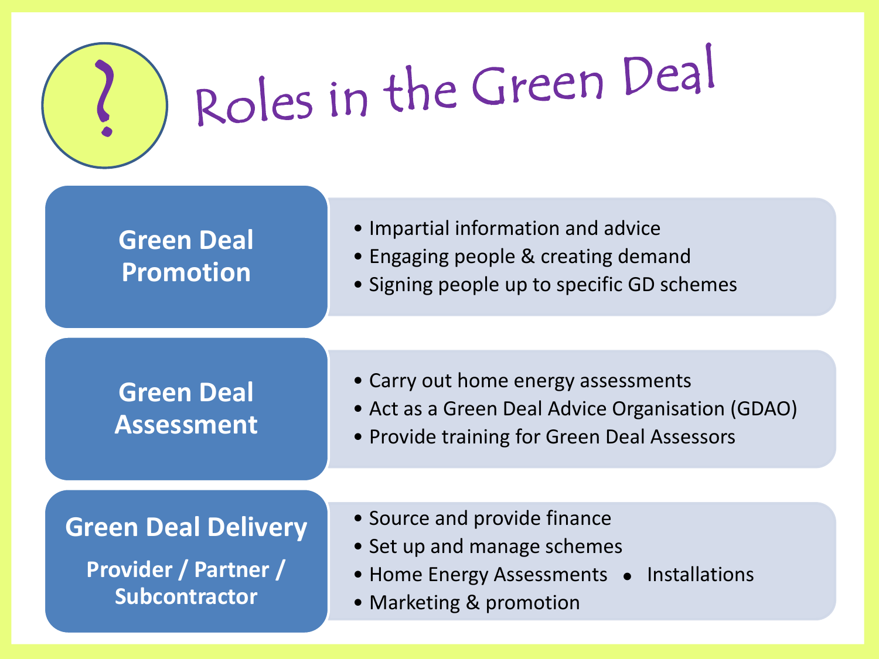# Roles in the Green Deal

## Green Deal Promotion

- Impartial information and advice
- Engaging people & creating demand
- Signing people up to specific GD schemes

## Green Deal Assessment

- Carry out home energy assessments
- Act as a Green Deal Advice Organisation (GDAO)
- Provide training for Green Deal Assessors

## Green Deal Delivery

**Provider / Partner / Subcontractor**

- Source and provide finance
- Set up and manage schemes
- Home Energy Assessments
- Installations
- Marketing & promotion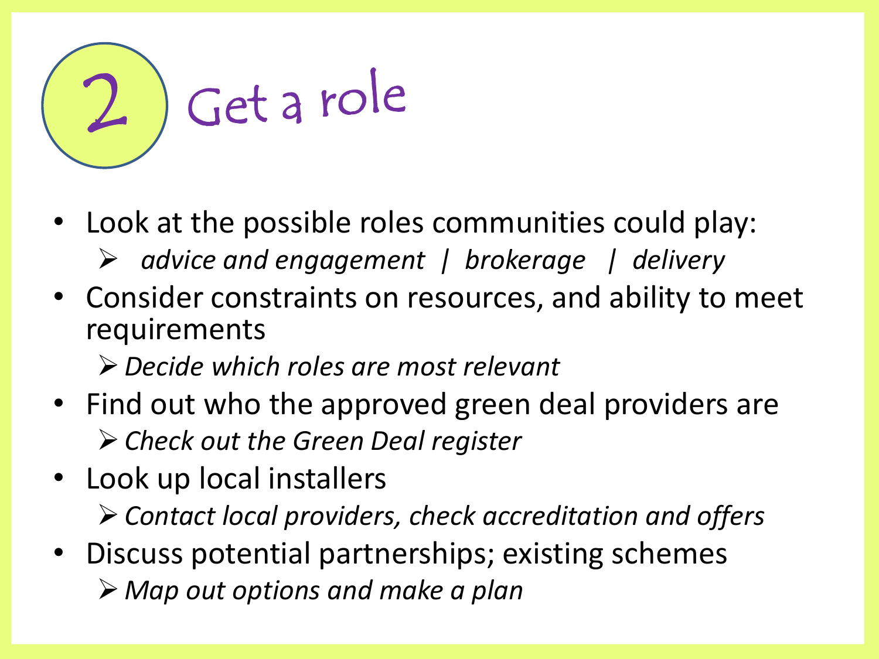# 2 Get a role

- Look at the possible roles communities could play:
  - *advice and engagement | brokerage | delivery*
- Consider constraints on resources, and ability to meet requirements
  - *Decide which roles are most relevant*
- Find out who the approved green deal providers are
  - *Check out the Green Deal register*
- Look up local installers
  - *Contact local providers, check accreditation and offers*
- Discuss potential partnerships; existing schemes
  - *Map out options and make a plan*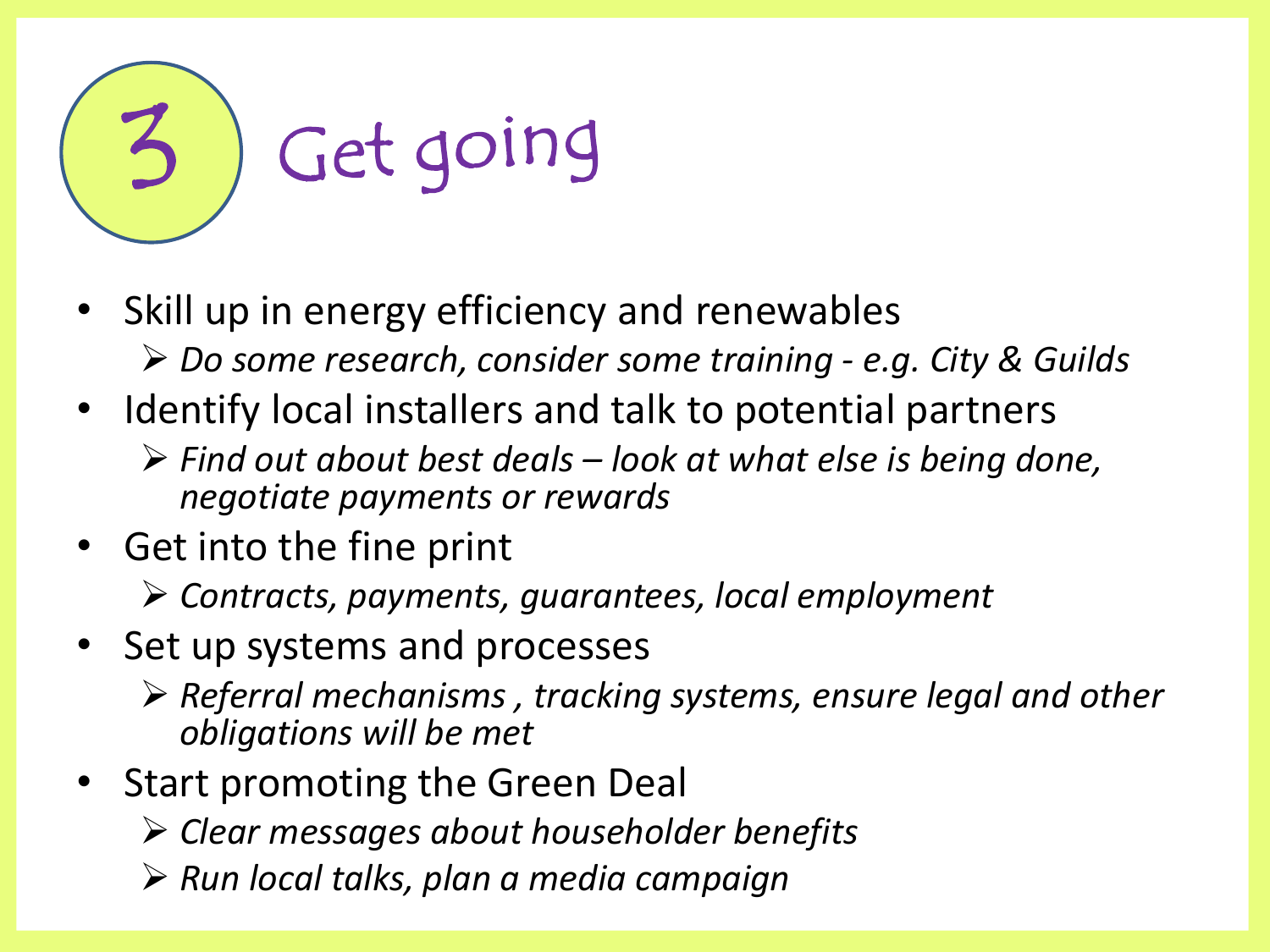# 3 Get going

- Skill up in energy efficiency and renewables
  - *Do some research, consider some training - e.g. City & Guilds*
- Identify local installers and talk to potential partners
  - *Find out about best deals – look at what else is being done, negotiate payments or rewards*
- Get into the fine print
  - *Contracts, payments, guarantees, local employment*
- Set up systems and processes
  - *Referral mechanisms , tracking systems, ensure legal and other obligations will be met*
- Start promoting the Green Deal
  - *Clear messages about householder benefits*
  - *Run local talks, plan a media campaign*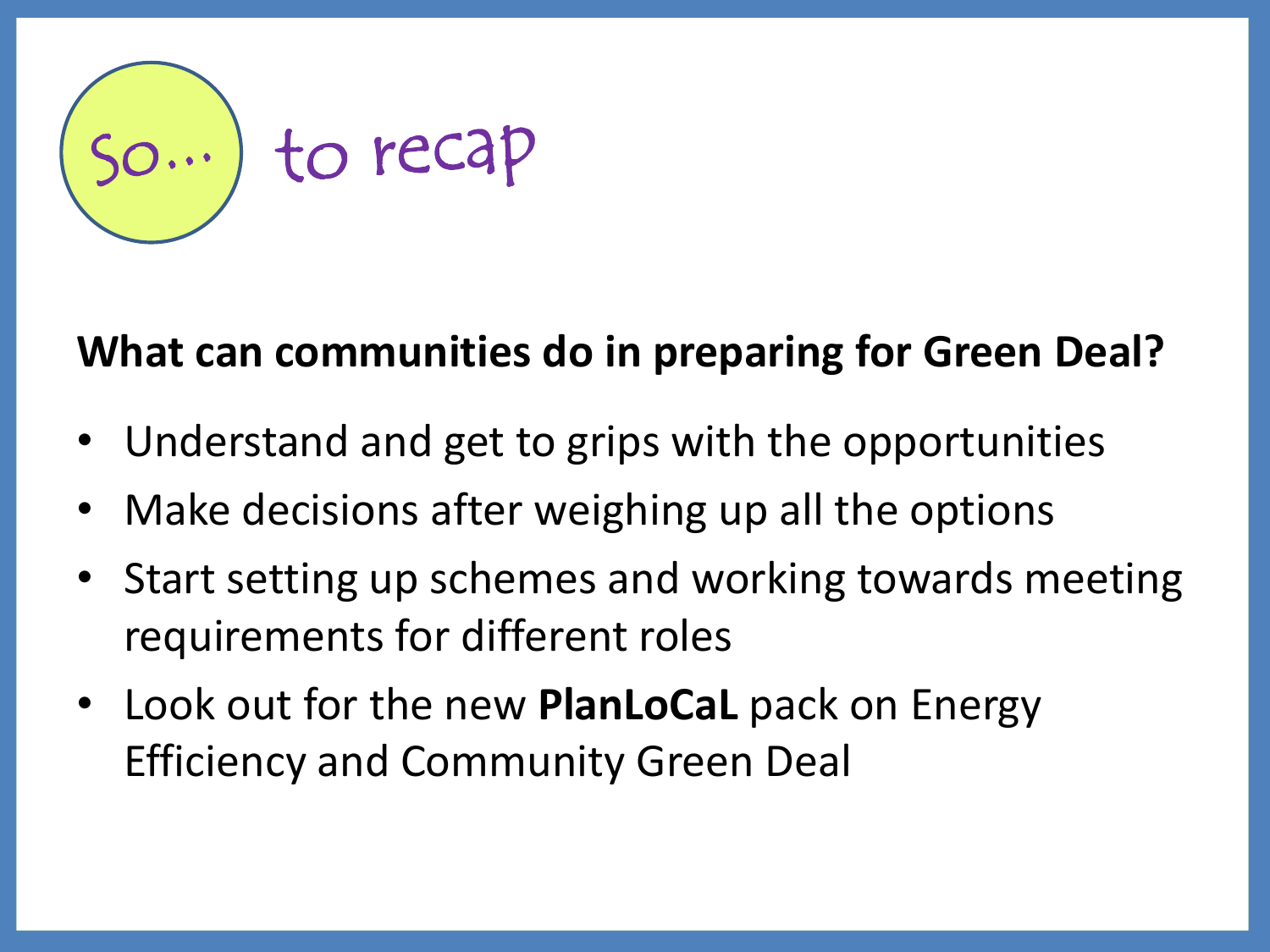# So… to recap

**What can communities do in preparing for Green Deal?**

- Understand and get to grips with the opportunities
- Make decisions after weighing up all the options
- Start setting up schemes and working towards meeting requirements for different roles
- Look out for the new **PlanLoCaL** pack on Energy Efficiency and Community Green Deal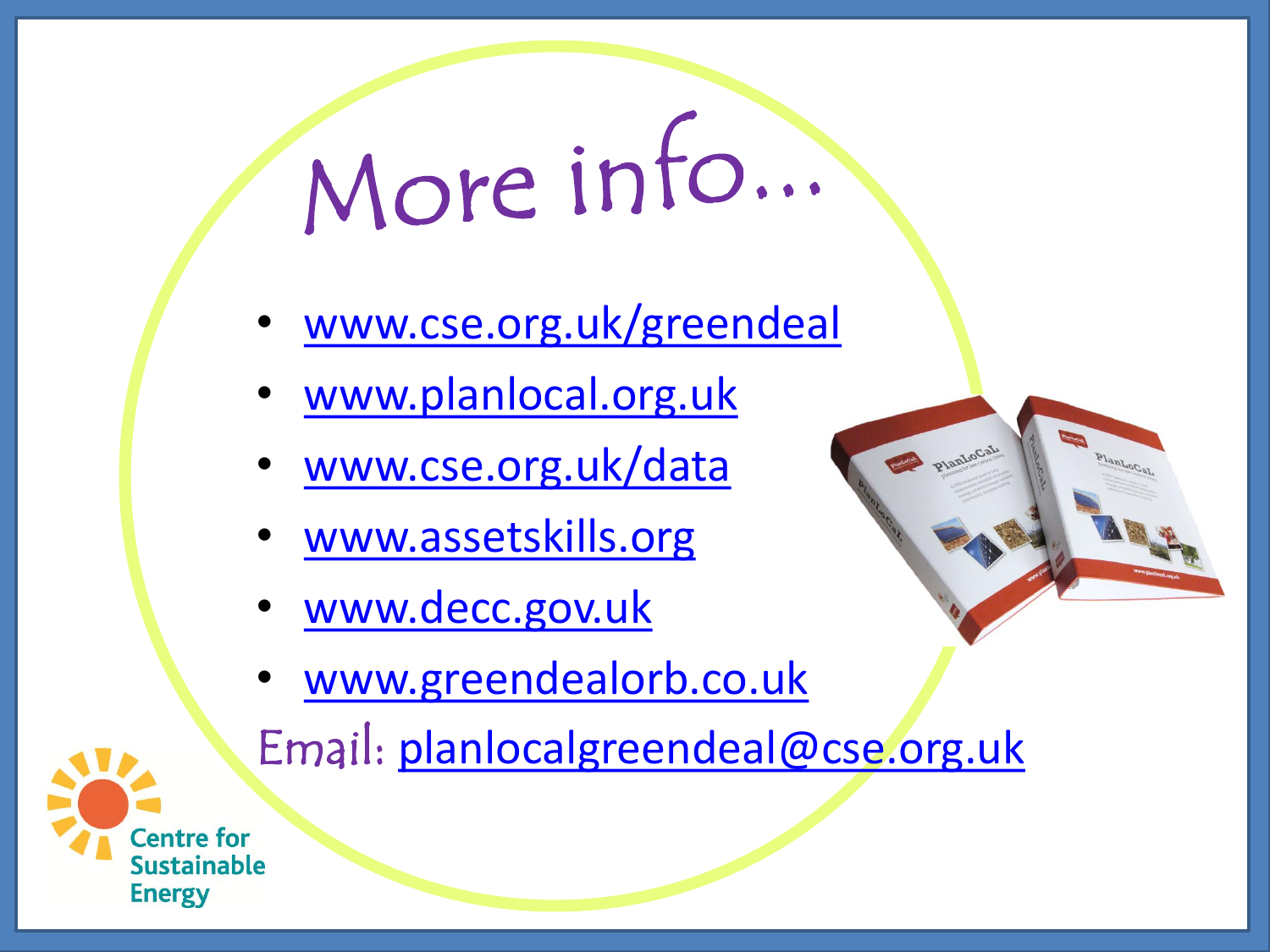# More info...

- www.cse.org.uk/greendeal
- www.planlocal.org.uk
- www.cse.org.uk/data
- www.assetskills.org
- www.decc.gov.uk
- www.greendealorb.co.uk

Email: planlocalgreendeal@cse.org.uk

Centre for Sustainable Energy